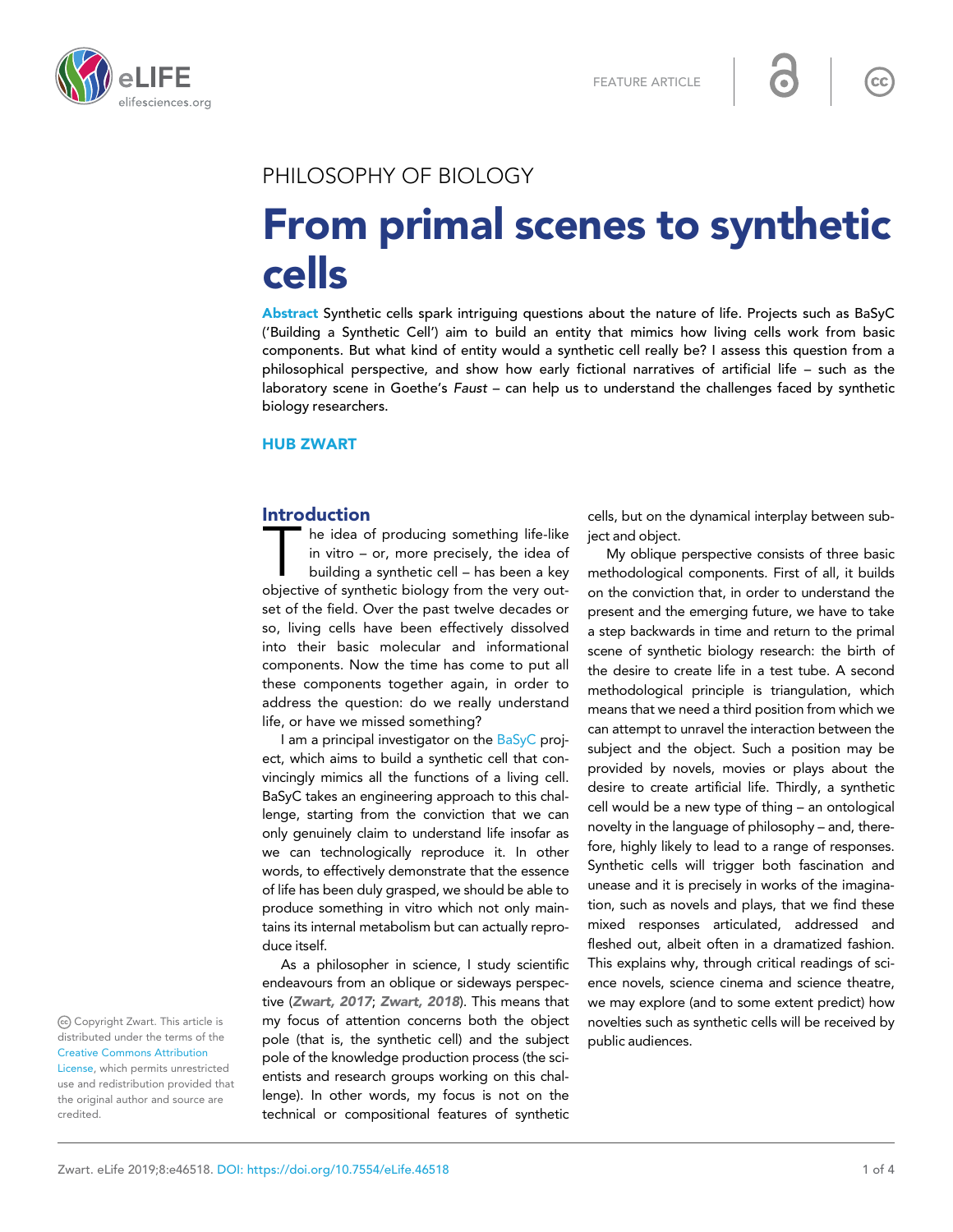PHILOSOPHY OF BIOLOGY

# From primal scenes to synthetic cells

**Abstract** Synthetic cells spark intriguing questions about the nature of life. Projects such as BaSyC ('Building a Synthetic Cell') aim to build an entity that mimics how living cells work from basic components. But what kind of entity would a synthetic cell really be? I assess this question from a philosophical perspective, and show how early fictional narratives of artificial life – such as the laboratory scene in Goethe's *Faust* – can help us to understand the challenges faced by synthetic biology researchers.

**HUB ZWART**

## Introduction

The idea of producing something life-like in vitro – or, more precisely, the idea of building a synthetic cell – has been a key objective of synthetic biology from the very outset of the field. Over the past twelve decades or so, living cells have been effectively dissolved into their basic molecular and informational components. Now the time has come to put all these components together again, in order to address the question: do we really understand life, or have we missed something?

I am a principal investigator on the BaSyC project, which aims to build a synthetic cell that convincingly mimics all the functions of a living cell. BaSyC takes an engineering approach to this challenge, starting from the conviction that we can only genuinely claim to understand life insofar as we can technologically reproduce it. In other words, to effectively demonstrate that the essence of life has been duly grasped, we should be able to produce something in vitro which not only maintains its internal metabolism but can actually reproduce itself.

As a philosopher in science, I study scientific endeavours from an oblique or sideways perspective (***Zwart, 2017***; ***Zwart, 2018***). This means that my focus of attention concerns both the object pole (that is, the synthetic cell) and the subject pole of the knowledge production process (the scientists and research groups working on this challenge). In other words, my focus is not on the technical or compositional features of synthetic cells, but on the dynamical interplay between subject and object.

My oblique perspective consists of three basic methodological components. First of all, it builds on the conviction that, in order to understand the present and the emerging future, we have to take a step backwards in time and return to the primal scene of synthetic biology research: the birth of the desire to create life in a test tube. A second methodological principle is triangulation, which means that we need a third position from which we can attempt to unravel the interaction between the subject and the object. Such a position may be provided by novels, movies or plays about the desire to create artificial life. Thirdly, a synthetic cell would be a new type of thing – an ontological novelty in the language of philosophy – and, therefore, highly likely to lead to a range of responses. Synthetic cells will trigger both fascination and unease and it is precisely in works of the imagination, such as novels and plays, that we find these mixed responses articulated, addressed and fleshed out, albeit often in a dramatized fashion. This explains why, through critical readings of science novels, science cinema and science theatre, we may explore (and to some extent predict) how novelties such as synthetic cells will be received by public audiences.

Copyright Zwart. This article is distributed under the terms of the Creative Commons Attribution License, which permits unrestricted use and redistribution provided that the original author and source are credited.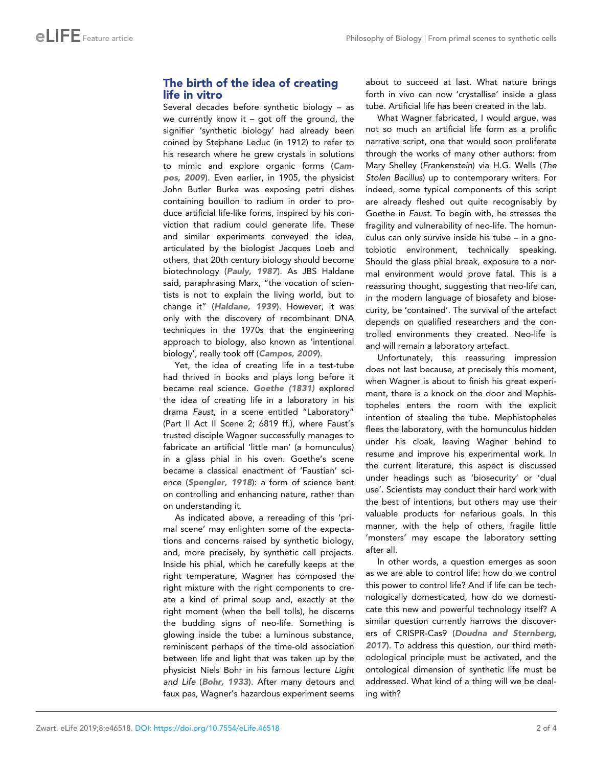## The birth of the idea of creating life in vitro

Several decades before synthetic biology – as we currently know it – got off the ground, the signifier 'synthetic biology' had already been coined by Stéphane Leduc (in 1912) to refer to his research where he grew crystals in solutions to mimic and explore organic forms (*Campos, 2009*). Even earlier, in 1905, the physicist John Butler Burke was exposing petri dishes containing bouillon to radium in order to produce artificial life-like forms, inspired by his conviction that radium could generate life. These and similar experiments conveyed the idea, articulated by the biologist Jacques Loeb and others, that 20th century biology should become biotechnology (*Pauly, 1987*). As JBS Haldane said, paraphrasing Marx, "the vocation of scientists is not to explain the living world, but to change it" (*Haldane, 1939*). However, it was only with the discovery of recombinant DNA techniques in the 1970s that the engineering approach to biology, also known as 'intentional biology', really took off (*Campos, 2009*).

Yet, the idea of creating life in a test-tube had thrived in books and plays long before it became real science. *Goethe (1831)* explored the idea of creating life in a laboratory in his drama *Faust*, in a scene entitled "Laboratory" (Part II Act II Scene 2; 6819 ff.), where Faust's trusted disciple Wagner successfully manages to fabricate an artificial 'little man' (a homunculus) in a glass phial in his oven. Goethe's scene became a classical enactment of 'Faustian' science (*Spengler, 1918*): a form of science bent on controlling and enhancing nature, rather than on understanding it.

As indicated above, a rereading of this 'primal scene' may enlighten some of the expectations and concerns raised by synthetic biology, and, more precisely, by synthetic cell projects. Inside his phial, which he carefully keeps at the right temperature, Wagner has composed the right mixture with the right components to create a kind of primal soup and, exactly at the right moment (when the bell tolls), he discerns the budding signs of neo-life. Something is glowing inside the tube: a luminous substance, reminiscent perhaps of the time-old association between life and light that was taken up by the physicist Niels Bohr in his famous lecture *Light and Life* (*Bohr, 1933*). After many detours and faux pas, Wagner's hazardous experiment seems about to succeed at last. What nature brings forth in vivo can now 'crystallise' inside a glass tube. Artificial life has been created in the lab.

What Wagner fabricated, I would argue, was not so much an artificial life form as a prolific narrative script, one that would soon proliferate through the works of many other authors: from Mary Shelley (*Frankenstein*) via H.G. Wells (*The Stolen Bacillus*) up to contemporary writers. For indeed, some typical components of this script are already fleshed out quite recognisably by Goethe in *Faust*. To begin with, he stresses the fragility and vulnerability of neo-life. The homunculus can only survive inside his tube – in a gnotobiotic environment, technically speaking. Should the glass phial break, exposure to a normal environment would prove fatal. This is a reassuring thought, suggesting that neo-life can, in the modern language of biosafety and biosecurity, be 'contained'. The survival of the artefact depends on qualified researchers and the controlled environments they created. Neo-life is and will remain a laboratory artefact.

Unfortunately, this reassuring impression does not last because, at precisely this moment, when Wagner is about to finish his great experiment, there is a knock on the door and Mephistopheles enters the room with the explicit intention of stealing the tube. Mephistopheles flees the laboratory, with the homunculus hidden under his cloak, leaving Wagner behind to resume and improve his experimental work. In the current literature, this aspect is discussed under headings such as 'biosecurity' or 'dual use'. Scientists may conduct their hard work with the best of intentions, but others may use their valuable products for nefarious goals. In this manner, with the help of others, fragile little 'monsters' may escape the laboratory setting after all.

In other words, a question emerges as soon as we are able to control life: how do we control this power to control life? And if life can be technologically domesticated, how do we domesticate this new and powerful technology itself? A similar question currently harrows the discoverers of CRISPR-Cas9 (*Doudna and Sternberg, 2017*). To address this question, our third methodological principle must be activated, and the ontological dimension of synthetic life must be addressed. What kind of a thing will we be dealing with?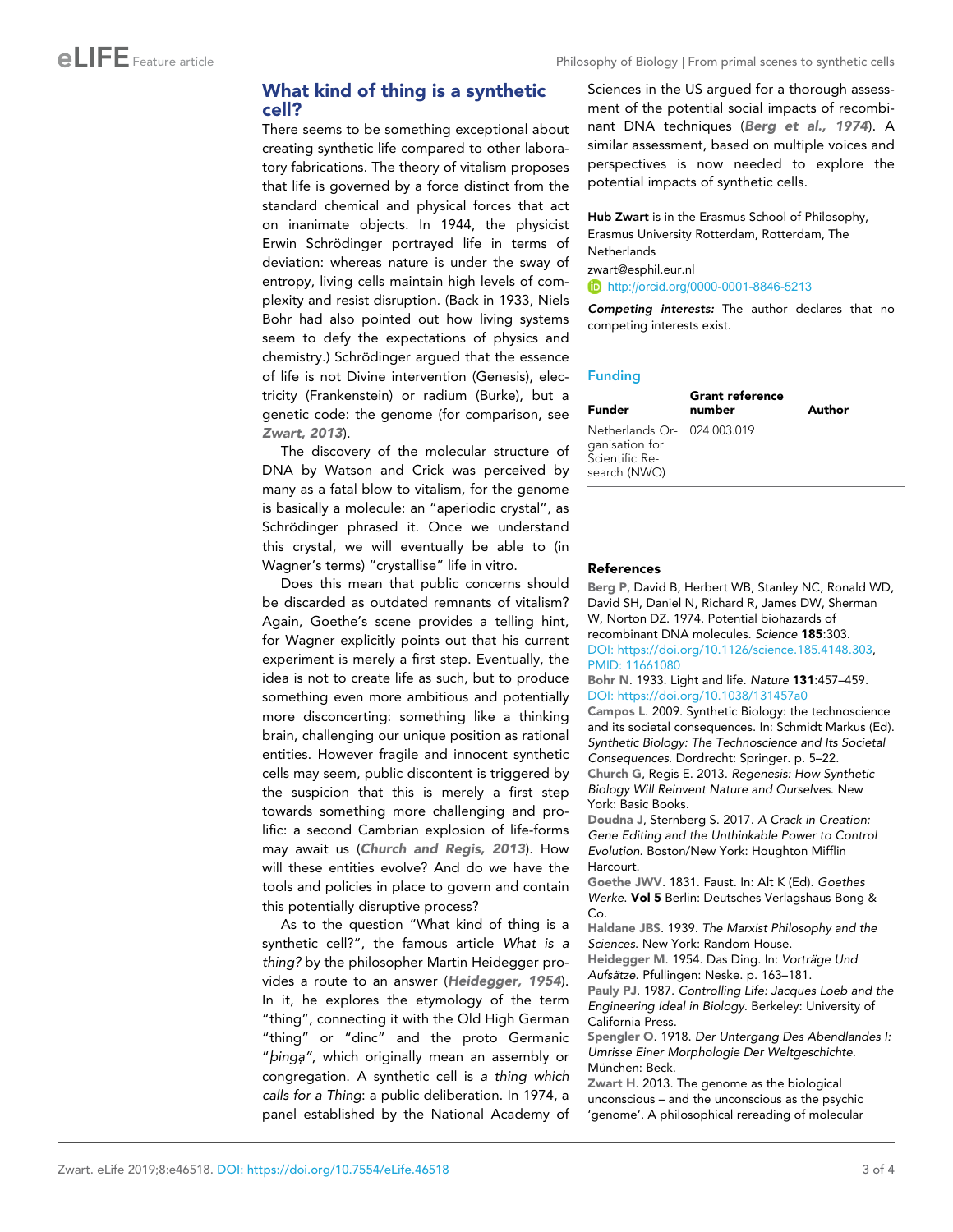## What kind of thing is a synthetic cell?

There seems to be something exceptional about creating synthetic life compared to other laboratory fabrications. The theory of vitalism proposes that life is governed by a force distinct from the standard chemical and physical forces that act on inanimate objects. In 1944, the physicist Erwin Schrödinger portrayed life in terms of deviation: whereas nature is under the sway of entropy, living cells maintain high levels of complexity and resist disruption. (Back in 1933, Niels Bohr had also pointed out how living systems seem to defy the expectations of physics and chemistry.) Schrödinger argued that the essence of life is not Divine intervention (Genesis), electricity (Frankenstein) or radium (Burke), but a genetic code: the genome (for comparison, see ***Zwart, 2013***).

The discovery of the molecular structure of DNA by Watson and Crick was perceived by many as a fatal blow to vitalism, for the genome is basically a molecule: an "aperiodic crystal", as Schrödinger phrased it. Once we understand this crystal, we will eventually be able to (in Wagner's terms) "crystallise" life in vitro.

Does this mean that public concerns should be discarded as outdated remnants of vitalism? Again, Goethe's scene provides a telling hint, for Wagner explicitly points out that his current experiment is merely a first step. Eventually, the idea is not to create life as such, but to produce something even more ambitious and potentially more disconcerting: something like a thinking brain, challenging our unique position as rational entities. However fragile and innocent synthetic cells may seem, public discontent is triggered by the suspicion that this is merely a first step towards something more challenging and prolific: a second Cambrian explosion of life-forms may await us (***Church and Regis, 2013***). How will these entities evolve? And do we have the tools and policies in place to govern and contain this potentially disruptive process?

As to the question "What kind of thing is a synthetic cell?", the famous article *What is a thing?* by the philosopher Martin Heidegger provides a route to an answer (***Heidegger, 1954***). In it, he explores the etymology of the term "thing", connecting it with the Old High German "thing" or "dinc" and the proto Germanic "*þingą*", which originally mean an assembly or congregation. A synthetic cell is *a thing which calls for a Thing*: a public deliberation. In 1974, a panel established by the National Academy of Sciences in the US argued for a thorough assessment of the potential social impacts of recombinant DNA techniques (***Berg et al., 1974***). A similar assessment, based on multiple voices and perspectives is now needed to explore the potential impacts of synthetic cells.

**Hub Zwart** is in the Erasmus School of Philosophy, Erasmus University Rotterdam, Rotterdam, The Netherlands
zwart@esphil.eur.nl
http://orcid.org/0000-0001-8846-5213

***Competing interests:*** The author declares that no competing interests exist.

### Funding

| Funder | Grant reference number | Author |
| --- | --- | --- |
| Netherlands Organisation for Scientific Research (NWO) | 024.003.019 | |

### References

**Berg P**, David B, Herbert WB, Stanley NC, Ronald WD, David SH, Daniel N, Richard R, James DW, Sherman W, Norton DZ. 1974. Potential biohazards of recombinant DNA molecules. *Science* **185**:303. DOI: https://doi.org/10.1126/science.185.4148.303, PMID: 11661080

**Bohr N**. 1933. Light and life. *Nature* **131**:457–459. DOI: https://doi.org/10.1038/131457a0

**Campos L**. 2009. Synthetic Biology: the technoscience and its societal consequences. In: Schmidt Markus (Ed). *Synthetic Biology: The Technoscience and Its Societal Consequences*. Dordrecht: Springer. p. 5–22.

**Church G**, Regis E. 2013. *Regenesis: How Synthetic Biology Will Reinvent Nature and Ourselves*. New York: Basic Books.

**Doudna J**, Sternberg S. 2017. *A Crack in Creation: Gene Editing and the Unthinkable Power to Control Evolution*. Boston/New York: Houghton Mifflin Harcourt.

**Goethe JWV**. 1831. Faust. In: Alt K (Ed). *Goethes Werke*. **Vol 5** Berlin: Deutsches Verlagshaus Bong & Co.

**Haldane JBS**. 1939. *The Marxist Philosophy and the Sciences*. New York: Random House.

**Heidegger M**. 1954. Das Ding. In: *Vorträge Und Aufsätze*. Pfullingen: Neske. p. 163–181.

**Pauly PJ**. 1987. *Controlling Life: Jacques Loeb and the Engineering Ideal in Biology*. Berkeley: University of California Press.

**Spengler O**. 1918. *Der Untergang Des Abendlandes I: Umrisse Einer Morphologie Der Weltgeschichte*. München: Beck.

**Zwart H**. 2013. The genome as the biological unconscious – and the unconscious as the psychic 'genome'. A philosophical rereading of molecular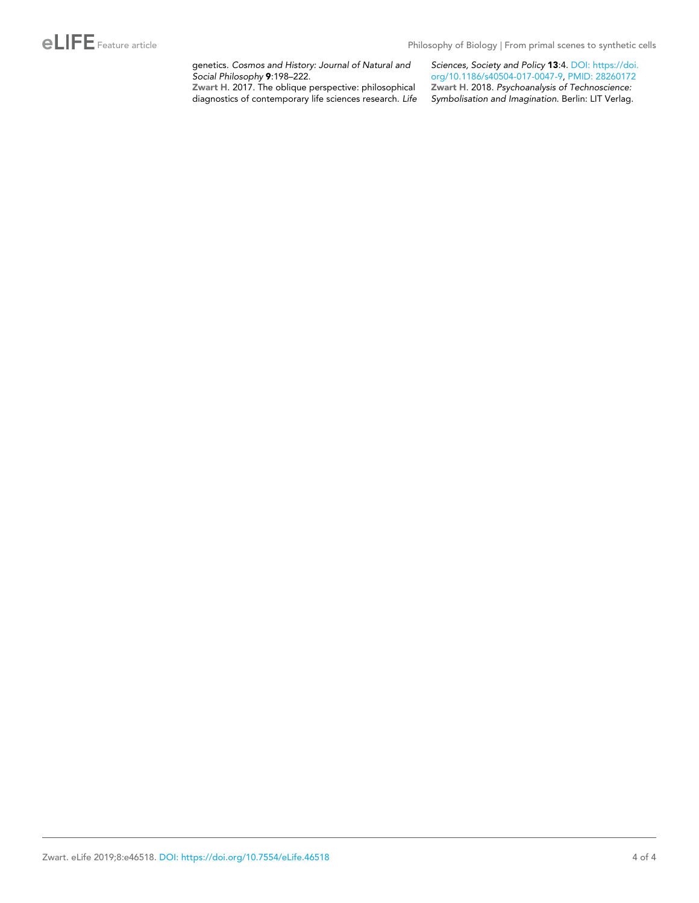genetics. *Cosmos and History: Journal of Natural and Social Philosophy* **9**:198–222.

**Zwart H**. 2017. The oblique perspective: philosophical diagnostics of contemporary life sciences research. *Life Sciences, Society and Policy* **13**:4. DOI: https://doi.org/10.1186/s40504-017-0047-9, PMID: 28260172

**Zwart H**. 2018. *Psychoanalysis of Technoscience: Symbolisation and Imagination*. Berlin: LIT Verlag.